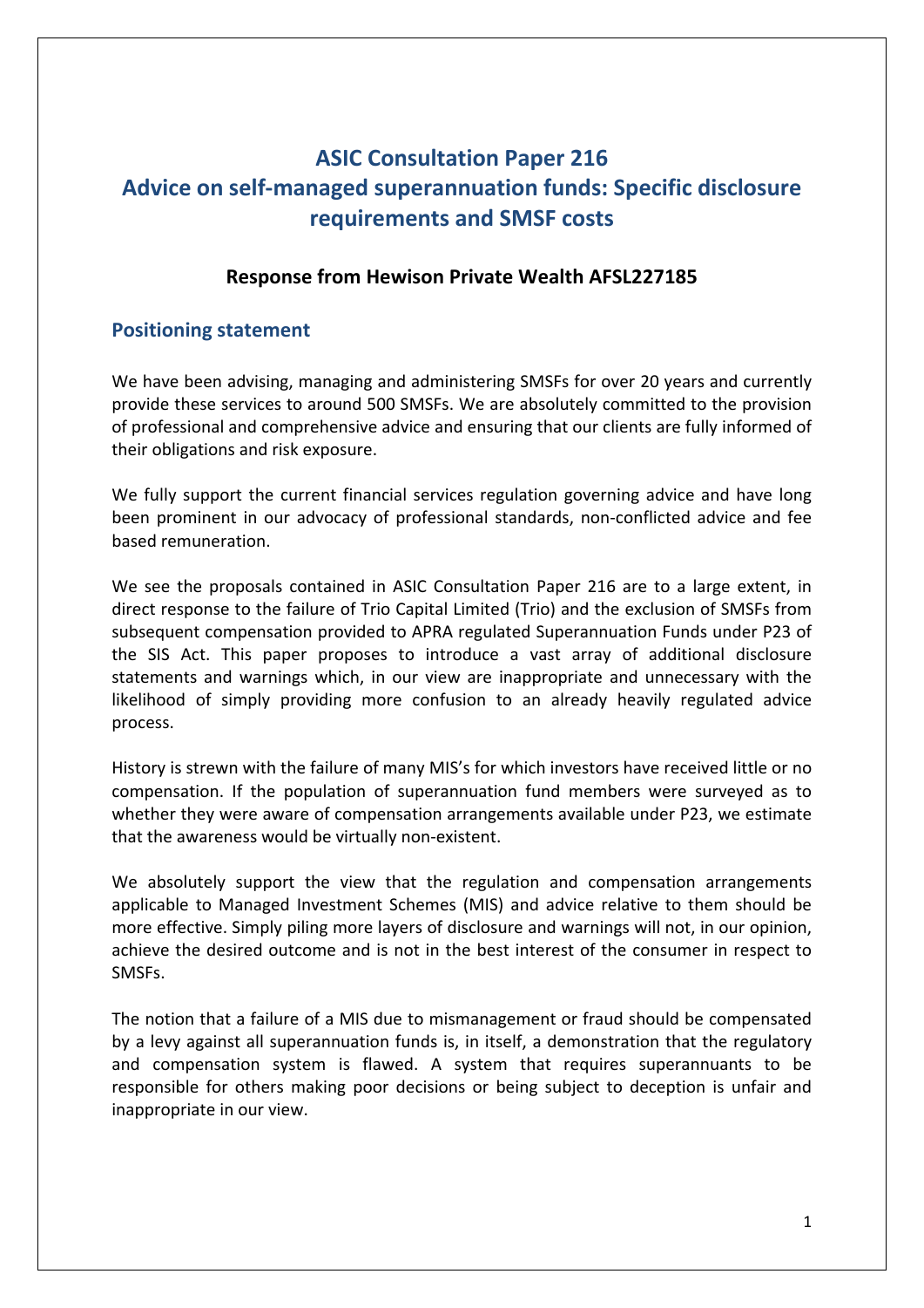# ASIC Consultation Paper 216
# Advice on self-managed superannuation funds: Specific disclosure requirements and SMSF costs

**Response from Hewison Private Wealth AFSL227185**

## Positioning statement

We have been advising, managing and administering SMSFs for over 20 years and currently provide these services to around 500 SMSFs. We are absolutely committed to the provision of professional and comprehensive advice and ensuring that our clients are fully informed of their obligations and risk exposure.

We fully support the current financial services regulation governing advice and have long been prominent in our advocacy of professional standards, non-conflicted advice and fee based remuneration.

We see the proposals contained in ASIC Consultation Paper 216 are to a large extent, in direct response to the failure of Trio Capital Limited (Trio) and the exclusion of SMSFs from subsequent compensation provided to APRA regulated Superannuation Funds under P23 of the SIS Act. This paper proposes to introduce a vast array of additional disclosure statements and warnings which, in our view are inappropriate and unnecessary with the likelihood of simply providing more confusion to an already heavily regulated advice process.

History is strewn with the failure of many MIS's for which investors have received little or no compensation. If the population of superannuation fund members were surveyed as to whether they were aware of compensation arrangements available under P23, we estimate that the awareness would be virtually non-existent.

We absolutely support the view that the regulation and compensation arrangements applicable to Managed Investment Schemes (MIS) and advice relative to them should be more effective. Simply piling more layers of disclosure and warnings will not, in our opinion, achieve the desired outcome and is not in the best interest of the consumer in respect to SMSFs.

The notion that a failure of a MIS due to mismanagement or fraud should be compensated by a levy against all superannuation funds is, in itself, a demonstration that the regulatory and compensation system is flawed. A system that requires superannuants to be responsible for others making poor decisions or being subject to deception is unfair and inappropriate in our view.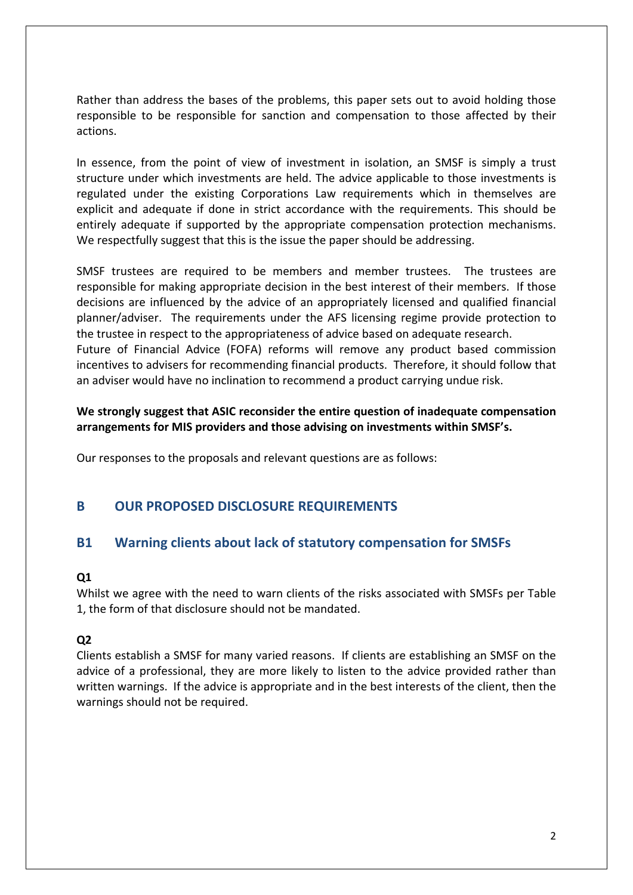Rather than address the bases of the problems, this paper sets out to avoid holding those responsible to be responsible for sanction and compensation to those affected by their actions.

In essence, from the point of view of investment in isolation, an SMSF is simply a trust structure under which investments are held. The advice applicable to those investments is regulated under the existing Corporations Law requirements which in themselves are explicit and adequate if done in strict accordance with the requirements. This should be entirely adequate if supported by the appropriate compensation protection mechanisms. We respectfully suggest that this is the issue the paper should be addressing.

SMSF trustees are required to be members and member trustees. The trustees are responsible for making appropriate decision in the best interest of their members. If those decisions are influenced by the advice of an appropriately licensed and qualified financial planner/adviser. The requirements under the AFS licensing regime provide protection to the trustee in respect to the appropriateness of advice based on adequate research.
Future of Financial Advice (FOFA) reforms will remove any product based commission incentives to advisers for recommending financial products. Therefore, it should follow that an adviser would have no inclination to recommend a product carrying undue risk.

**We strongly suggest that ASIC reconsider the entire question of inadequate compensation arrangements for MIS providers and those advising on investments within SMSF's.**

Our responses to the proposals and relevant questions are as follows:

## B OUR PROPOSED DISCLOSURE REQUIREMENTS

## B1 Warning clients about lack of statutory compensation for SMSFs

**Q1**

Whilst we agree with the need to warn clients of the risks associated with SMSFs per Table 1, the form of that disclosure should not be mandated.

**Q2**

Clients establish a SMSF for many varied reasons. If clients are establishing an SMSF on the advice of a professional, they are more likely to listen to the advice provided rather than written warnings. If the advice is appropriate and in the best interests of the client, then the warnings should not be required.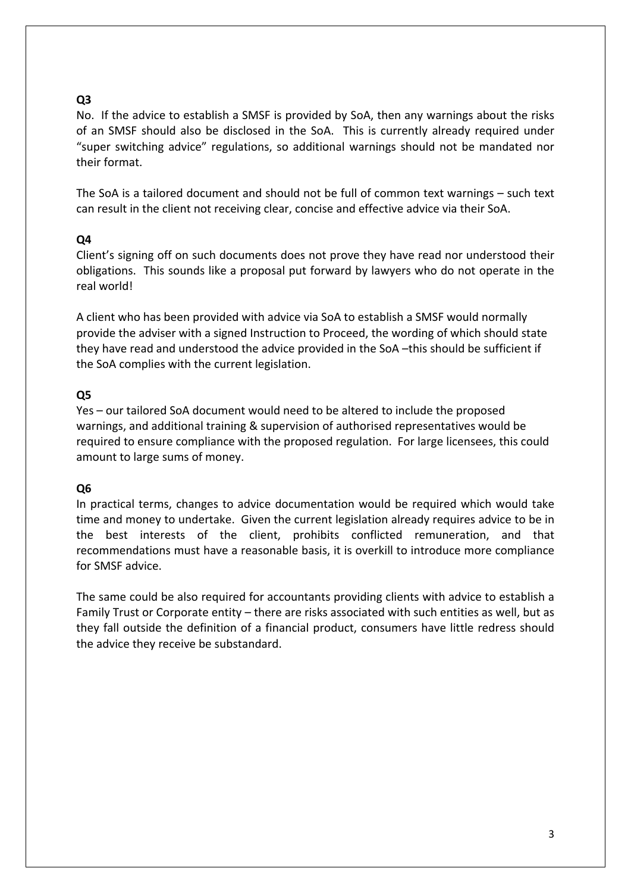**Q3**

No. If the advice to establish a SMSF is provided by SoA, then any warnings about the risks of an SMSF should also be disclosed in the SoA. This is currently already required under "super switching advice" regulations, so additional warnings should not be mandated nor their format.

The SoA is a tailored document and should not be full of common text warnings – such text can result in the client not receiving clear, concise and effective advice via their SoA.

**Q4**

Client's signing off on such documents does not prove they have read nor understood their obligations. This sounds like a proposal put forward by lawyers who do not operate in the real world!

A client who has been provided with advice via SoA to establish a SMSF would normally provide the adviser with a signed Instruction to Proceed, the wording of which should state they have read and understood the advice provided in the SoA –this should be sufficient if the SoA complies with the current legislation.

**Q5**

Yes – our tailored SoA document would need to be altered to include the proposed warnings, and additional training & supervision of authorised representatives would be required to ensure compliance with the proposed regulation. For large licensees, this could amount to large sums of money.

**Q6**

In practical terms, changes to advice documentation would be required which would take time and money to undertake. Given the current legislation already requires advice to be in the best interests of the client, prohibits conflicted remuneration, and that recommendations must have a reasonable basis, it is overkill to introduce more compliance for SMSF advice.

The same could be also required for accountants providing clients with advice to establish a Family Trust or Corporate entity – there are risks associated with such entities as well, but as they fall outside the definition of a financial product, consumers have little redress should the advice they receive be substandard.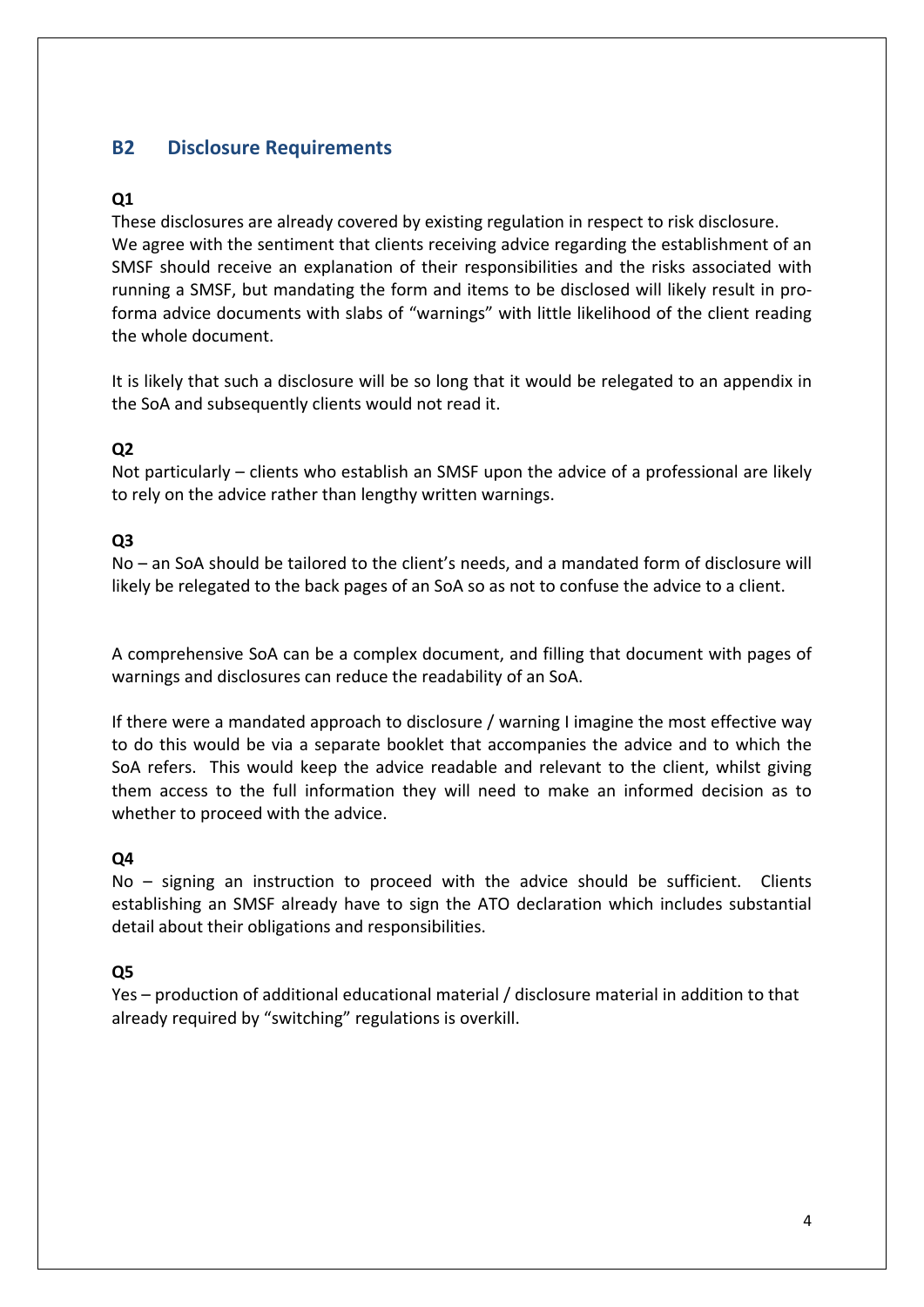## B2 Disclosure Requirements

**Q1**

These disclosures are already covered by existing regulation in respect to risk disclosure. We agree with the sentiment that clients receiving advice regarding the establishment of an SMSF should receive an explanation of their responsibilities and the risks associated with running a SMSF, but mandating the form and items to be disclosed will likely result in pro-forma advice documents with slabs of "warnings" with little likelihood of the client reading the whole document.

It is likely that such a disclosure will be so long that it would be relegated to an appendix in the SoA and subsequently clients would not read it.

**Q2**

Not particularly – clients who establish an SMSF upon the advice of a professional are likely to rely on the advice rather than lengthy written warnings.

**Q3**

No – an SoA should be tailored to the client's needs, and a mandated form of disclosure will likely be relegated to the back pages of an SoA so as not to confuse the advice to a client.

A comprehensive SoA can be a complex document, and filling that document with pages of warnings and disclosures can reduce the readability of an SoA.

If there were a mandated approach to disclosure / warning I imagine the most effective way to do this would be via a separate booklet that accompanies the advice and to which the SoA refers. This would keep the advice readable and relevant to the client, whilst giving them access to the full information they will need to make an informed decision as to whether to proceed with the advice.

**Q4**

No – signing an instruction to proceed with the advice should be sufficient. Clients establishing an SMSF already have to sign the ATO declaration which includes substantial detail about their obligations and responsibilities.

**Q5**

Yes – production of additional educational material / disclosure material in addition to that already required by "switching" regulations is overkill.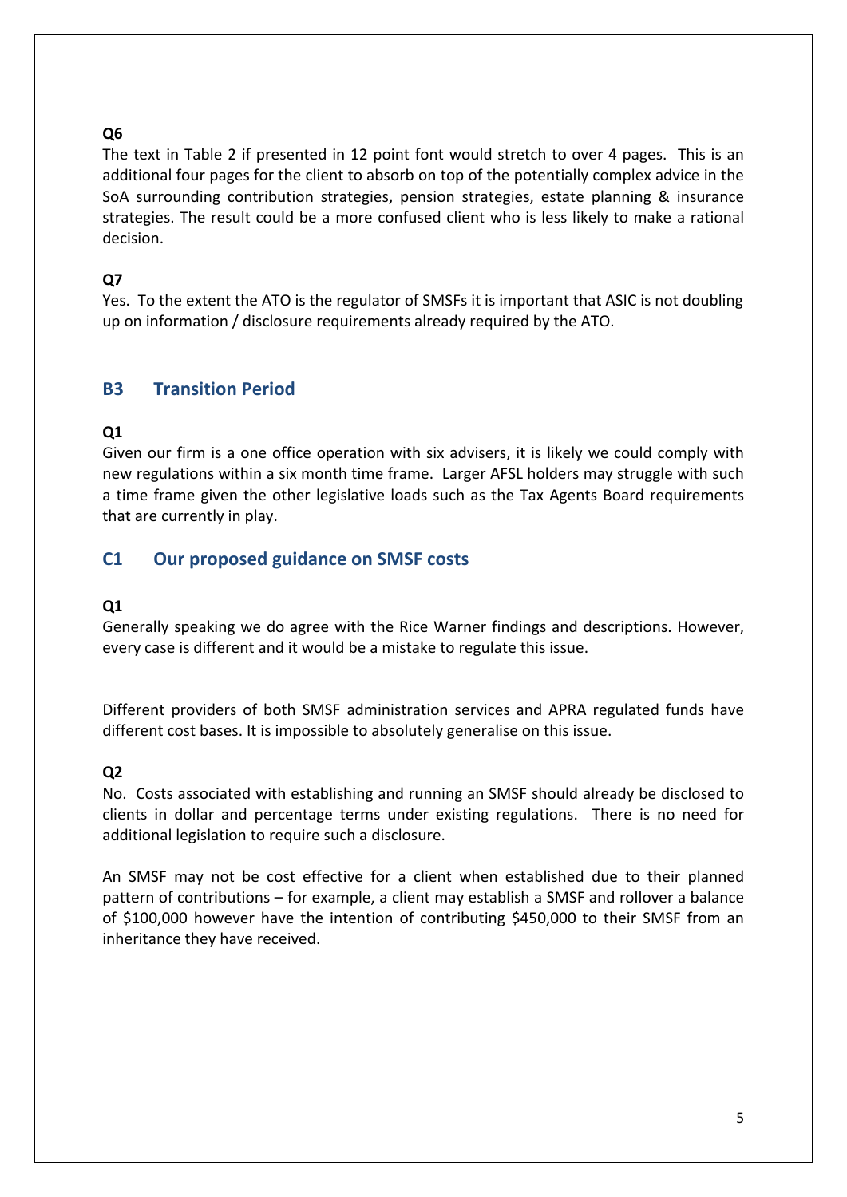#### Q6

The text in Table 2 if presented in 12 point font would stretch to over 4 pages. This is an additional four pages for the client to absorb on top of the potentially complex advice in the SoA surrounding contribution strategies, pension strategies, estate planning & insurance strategies. The result could be a more confused client who is less likely to make a rational decision.

#### Q7

Yes. To the extent the ATO is the regulator of SMSFs it is important that ASIC is not doubling up on information / disclosure requirements already required by the ATO.

## B3 Transition Period

#### Q1

Given our firm is a one office operation with six advisers, it is likely we could comply with new regulations within a six month time frame. Larger AFSL holders may struggle with such a time frame given the other legislative loads such as the Tax Agents Board requirements that are currently in play.

## C1 Our proposed guidance on SMSF costs

#### Q1

Generally speaking we do agree with the Rice Warner findings and descriptions. However, every case is different and it would be a mistake to regulate this issue.

Different providers of both SMSF administration services and APRA regulated funds have different cost bases. It is impossible to absolutely generalise on this issue.

#### Q2

No. Costs associated with establishing and running an SMSF should already be disclosed to clients in dollar and percentage terms under existing regulations. There is no need for additional legislation to require such a disclosure.

An SMSF may not be cost effective for a client when established due to their planned pattern of contributions – for example, a client may establish a SMSF and rollover a balance of $100,000 however have the intention of contributing $450,000 to their SMSF from an inheritance they have received.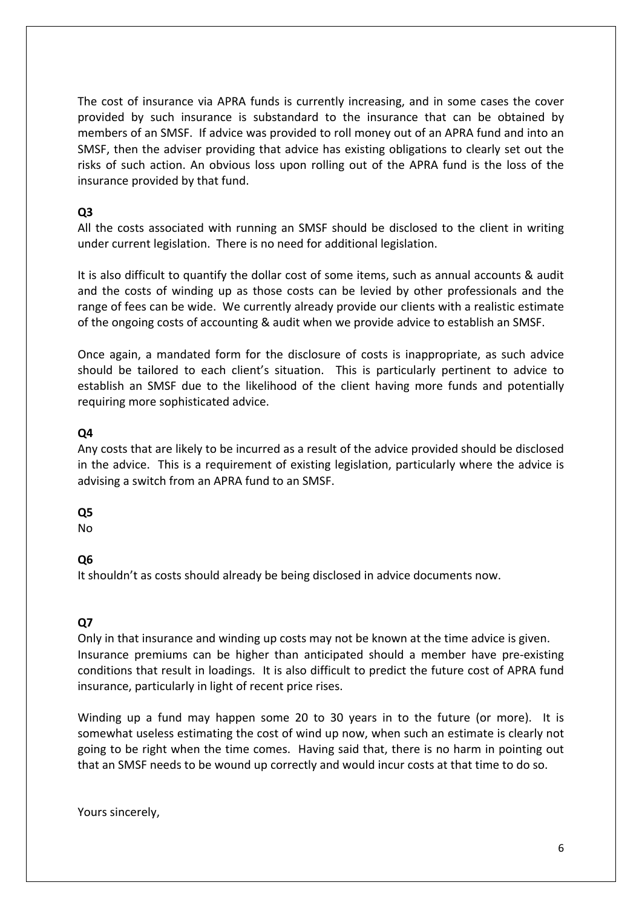The cost of insurance via APRA funds is currently increasing, and in some cases the cover provided by such insurance is substandard to the insurance that can be obtained by members of an SMSF. If advice was provided to roll money out of an APRA fund and into an SMSF, then the adviser providing that advice has existing obligations to clearly set out the risks of such action. An obvious loss upon rolling out of the APRA fund is the loss of the insurance provided by that fund.

**Q3**

All the costs associated with running an SMSF should be disclosed to the client in writing under current legislation. There is no need for additional legislation.

It is also difficult to quantify the dollar cost of some items, such as annual accounts & audit and the costs of winding up as those costs can be levied by other professionals and the range of fees can be wide. We currently already provide our clients with a realistic estimate of the ongoing costs of accounting & audit when we provide advice to establish an SMSF.

Once again, a mandated form for the disclosure of costs is inappropriate, as such advice should be tailored to each client's situation. This is particularly pertinent to advice to establish an SMSF due to the likelihood of the client having more funds and potentially requiring more sophisticated advice.

**Q4**

Any costs that are likely to be incurred as a result of the advice provided should be disclosed in the advice. This is a requirement of existing legislation, particularly where the advice is advising a switch from an APRA fund to an SMSF.

**Q5**

No

**Q6**

It shouldn't as costs should already be being disclosed in advice documents now.

**Q7**

Only in that insurance and winding up costs may not be known at the time advice is given. Insurance premiums can be higher than anticipated should a member have pre-existing conditions that result in loadings. It is also difficult to predict the future cost of APRA fund insurance, particularly in light of recent price rises.

Winding up a fund may happen some 20 to 30 years in to the future (or more). It is somewhat useless estimating the cost of wind up now, when such an estimate is clearly not going to be right when the time comes. Having said that, there is no harm in pointing out that an SMSF needs to be wound up correctly and would incur costs at that time to do so.

Yours sincerely,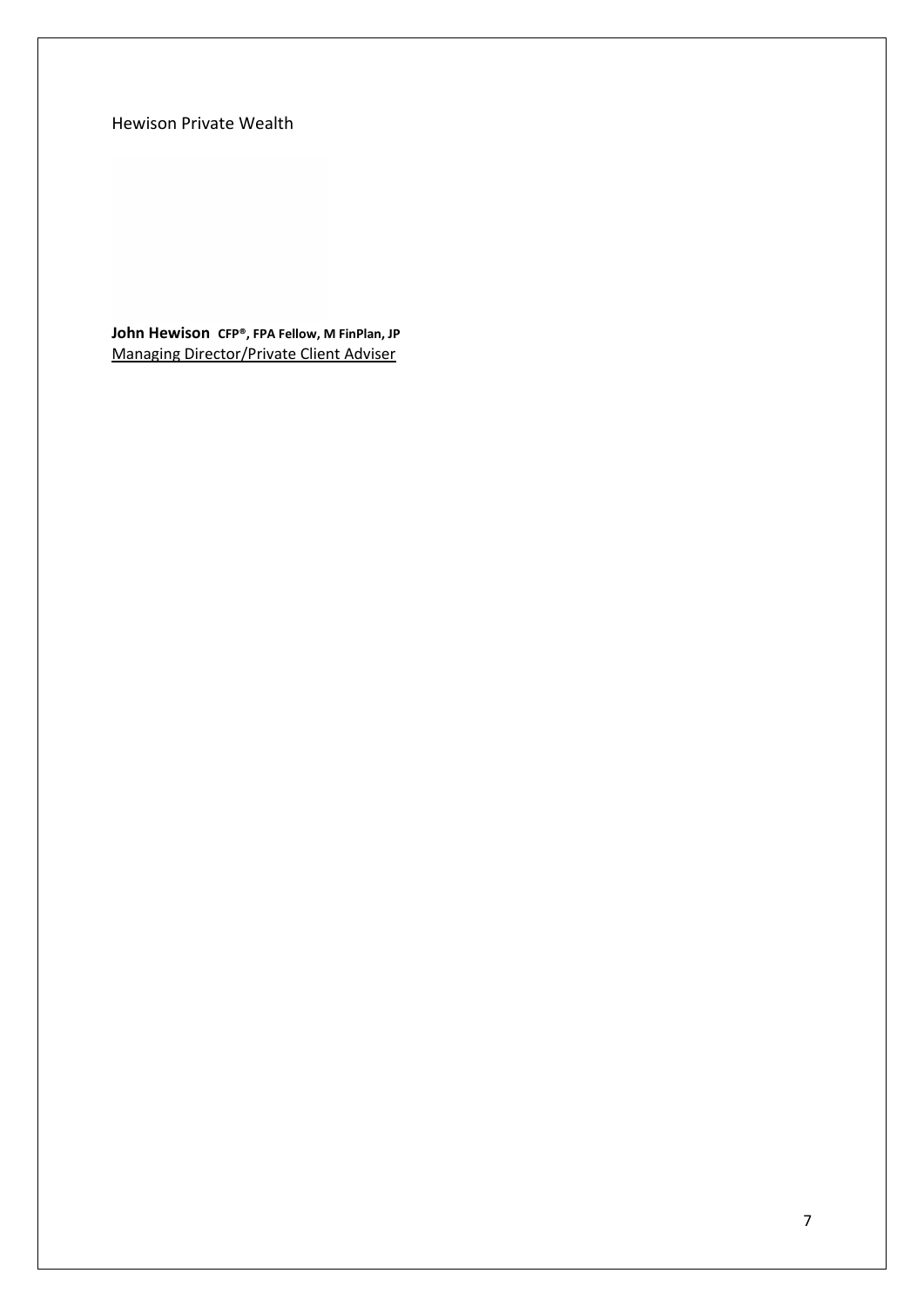Hewison Private Wealth

**John Hewison** **CFP®, FPA Fellow, M FinPlan, JP**
Managing Director/Private Client Adviser